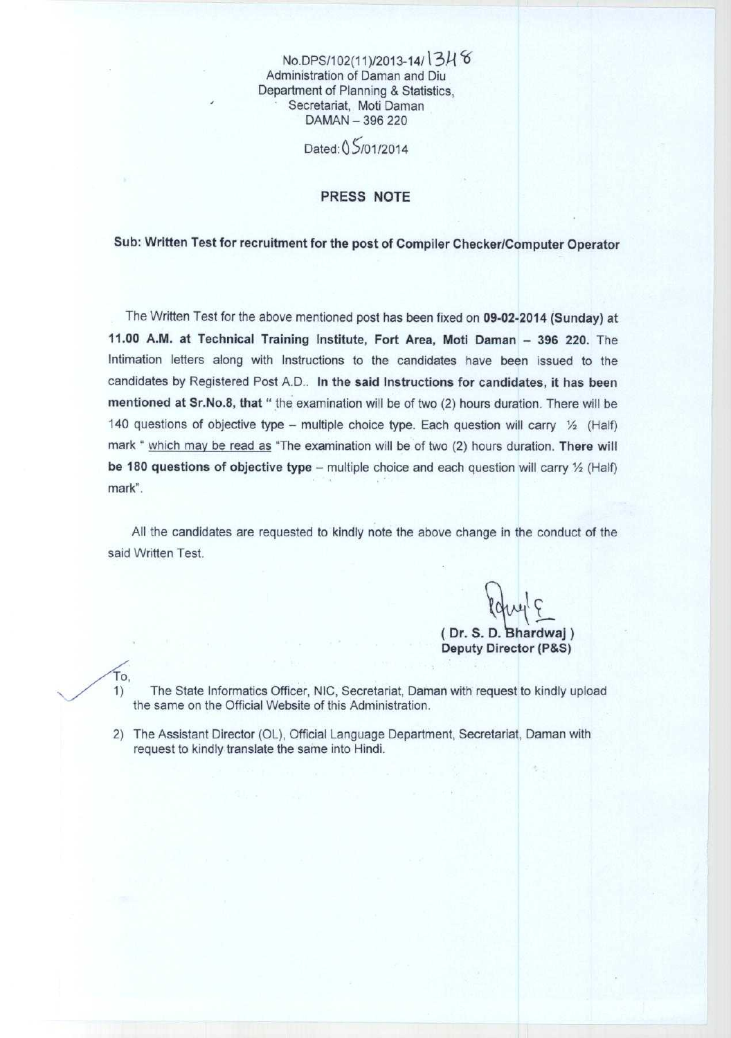No.DPS/102(11)/2013-14/1348
Administration of Daman and Diu
Department of Planning & Statistics,
Secretariat, Moti Daman
DAMAN – 396 220

Dated: 05/01/2014

## PRESS NOTE

**Sub: Written Test for recruitment for the post of Compiler Checker/Computer Operator**

The Written Test for the above mentioned post has been fixed on **09-02-2014 (Sunday)** at **11.00 A.M. at Technical Training Institute, Fort Area, Moti Daman – 396 220.** The Intimation letters along with Instructions to the candidates have been issued to the candidates by Registered Post A.D.. **In the said Instructions for candidates, it has been mentioned at Sr.No.8, that** " the examination will be of two (2) hours duration. There will be 140 questions of objective type – multiple choice type. Each question will carry ½ (Half) mark " which may be read as "The examination will be of two (2) hours duration. **There will be 180 questions of objective type** – multiple choice and each question will carry ½ (Half) mark".

All the candidates are requested to kindly note the above change in the conduct of the said Written Test.

**( Dr. S. D. Bhardwaj )**
**Deputy Director (P&S)**

To,

1) The State Informatics Officer, NIC, Secretariat, Daman with request to kindly upload the same on the Official Website of this Administration.
2) The Assistant Director (OL), Official Language Department, Secretariat, Daman with request to kindly translate the same into Hindi.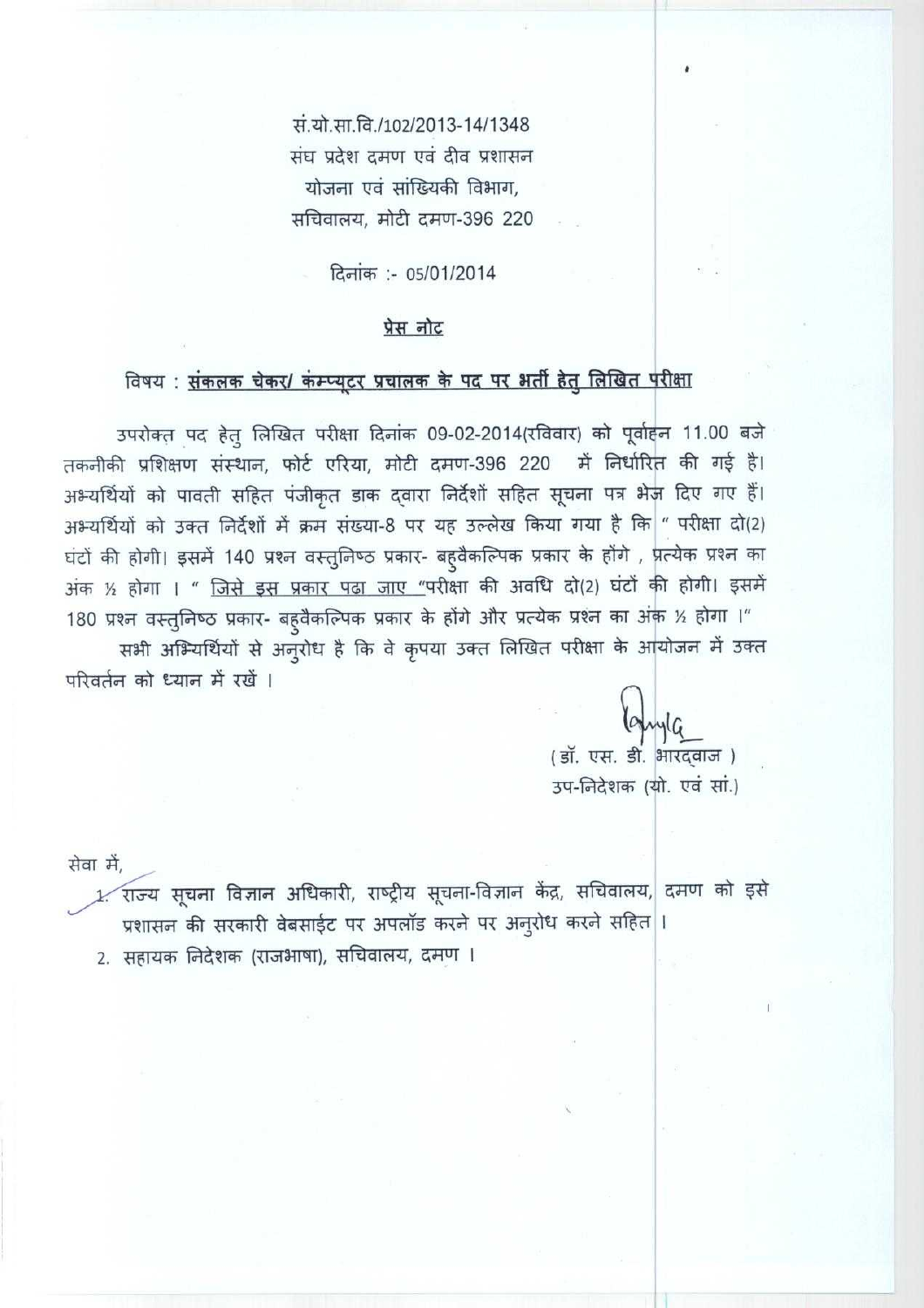सं.यो.सा.वि./102/2013-14/1348
संघ प्रदेश दमण एवं दीव प्रशासन
योजना एवं सांख्यिकी विभाग,
सचिवालय, मोटी दमण-396 220

दिनांक :- 05/01/2014

## <u>प्रेस नोट</u>

विषय : <u>संकलक चेकर/ कंम्प्यूटर प्रचालक के पद पर भर्ती हेतु लिखित परीक्षा</u>

उपरोक्त पद हेतु लिखित परीक्षा दिनांक 09-02-2014(रविवार) को पूर्वाह्न 11.00 बजे तकनीकी प्रशिक्षण संस्थान, फोर्ट एरिया, मोटी दमण-396 220 में निर्धारित की गई है। अभ्यर्थियों को पावती सहित पंजीकृत डाक द्वारा निर्देशों सहित सूचना पत्र भेज दिए गए हैं। अभ्यर्थियों को उक्त निर्देशों में क्रम संख्या-8 पर यह उल्लेख किया गया है कि " परीक्षा दो(2) घंटों की होगी। इसमें 140 प्रश्न वस्तुनिष्ठ प्रकार- बहुवैकल्पिक प्रकार के होंगे , प्रत्येक प्रश्न का अंक ½ होगा । " <u>जिसे इस प्रकार पढा जाए</u> "परीक्षा की अवधि दो(2) घंटों की होगी। इसमें 180 प्रश्न वस्तुनिष्ठ प्रकार- बहुवैकल्पिक प्रकार के होंगे और प्रत्येक प्रश्न का अंक ½ होगा ।"

सभी अभ्यिर्थियों से अनुरोध है कि वे कृपया उक्त लिखित परीक्षा के आयोजन में उक्त परिवर्तन को ध्यान में रखें ।

(डॉ. एस. डी. भारद्वाज )
उप-निदेशक (यो. एवं सां.)

सेवा में,

1. राज्य सूचना विज्ञान अधिकारी, राष्ट्रीय सूचना-विज्ञान केंद्र, सचिवालय, दमण को इसे प्रशासन की सरकारी वेबसाईट पर अपलॉड करने पर अनुरोध करने सहित ।
2. सहायक निदेशक (राजभाषा), सचिवालय, दमण ।